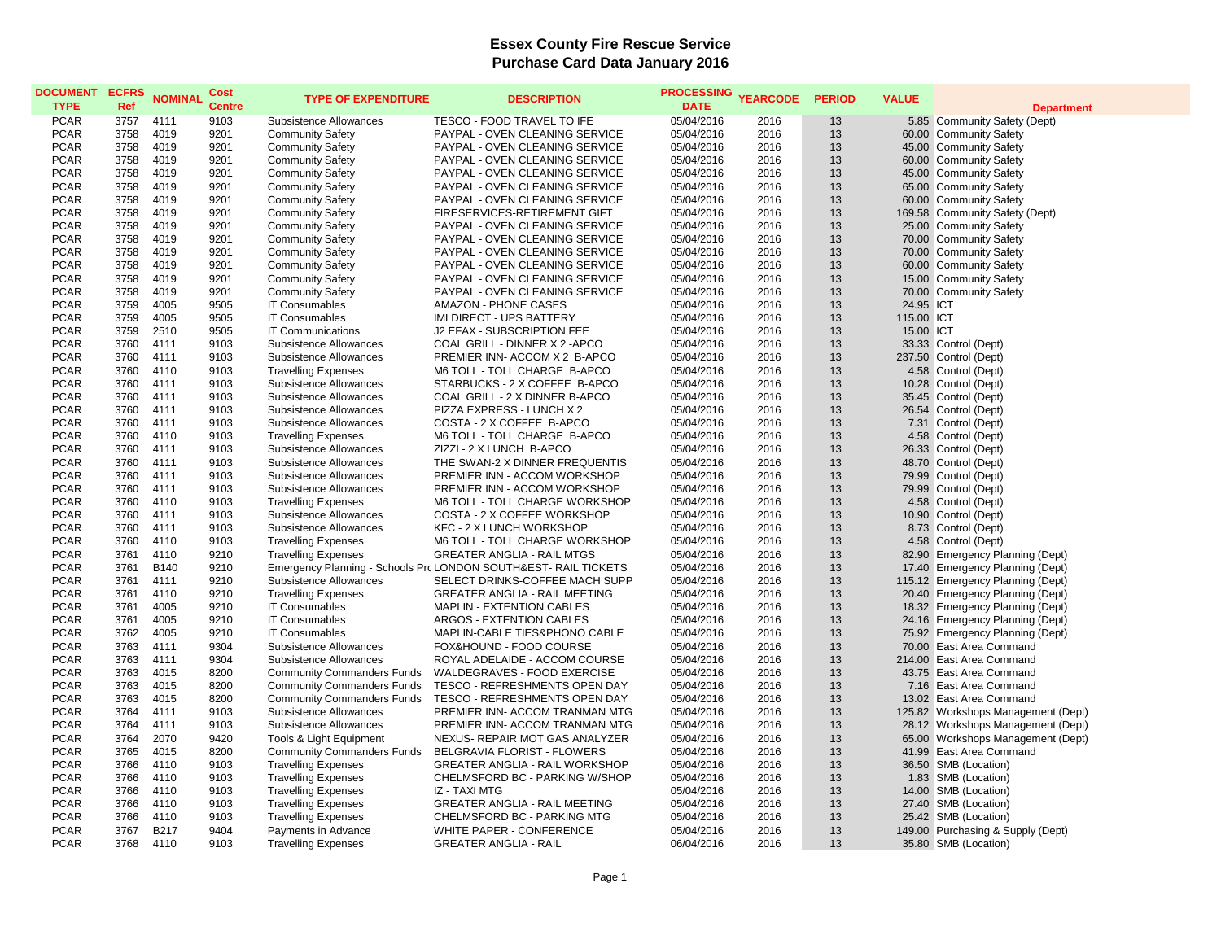# Essex County Fire Rescue Service
## Purchase Card Data January 2016

| DOCUMENT TYPE | ECFRS Ref | NOMINAL | Cost Centre | TYPE OF EXPENDITURE | DESCRIPTION | PROCESSING DATE | YEARCODE | PERIOD | VALUE | Department |
|---|---|---|---|---|---|---|---|---|---|---|
| PCAR | 3757 | 4111 | 9103 | Subsistence Allowances | TESCO - FOOD TRAVEL TO IFE | 05/04/2016 | 2016 | 13 | 5.85 | Community Safety (Dept) |
| PCAR | 3758 | 4019 | 9201 | Community Safety | PAYPAL - OVEN CLEANING SERVICE | 05/04/2016 | 2016 | 13 | 60.00 | Community Safety |
| PCAR | 3758 | 4019 | 9201 | Community Safety | PAYPAL - OVEN CLEANING SERVICE | 05/04/2016 | 2016 | 13 | 45.00 | Community Safety |
| PCAR | 3758 | 4019 | 9201 | Community Safety | PAYPAL - OVEN CLEANING SERVICE | 05/04/2016 | 2016 | 13 | 60.00 | Community Safety |
| PCAR | 3758 | 4019 | 9201 | Community Safety | PAYPAL - OVEN CLEANING SERVICE | 05/04/2016 | 2016 | 13 | 45.00 | Community Safety |
| PCAR | 3758 | 4019 | 9201 | Community Safety | PAYPAL - OVEN CLEANING SERVICE | 05/04/2016 | 2016 | 13 | 65.00 | Community Safety |
| PCAR | 3758 | 4019 | 9201 | Community Safety | PAYPAL - OVEN CLEANING SERVICE | 05/04/2016 | 2016 | 13 | 60.00 | Community Safety |
| PCAR | 3758 | 4019 | 9201 | Community Safety | FIRESERVICES-RETIREMENT GIFT | 05/04/2016 | 2016 | 13 | 169.58 | Community Safety (Dept) |
| PCAR | 3758 | 4019 | 9201 | Community Safety | PAYPAL - OVEN CLEANING SERVICE | 05/04/2016 | 2016 | 13 | 25.00 | Community Safety |
| PCAR | 3758 | 4019 | 9201 | Community Safety | PAYPAL - OVEN CLEANING SERVICE | 05/04/2016 | 2016 | 13 | 70.00 | Community Safety |
| PCAR | 3758 | 4019 | 9201 | Community Safety | PAYPAL - OVEN CLEANING SERVICE | 05/04/2016 | 2016 | 13 | 70.00 | Community Safety |
| PCAR | 3758 | 4019 | 9201 | Community Safety | PAYPAL - OVEN CLEANING SERVICE | 05/04/2016 | 2016 | 13 | 60.00 | Community Safety |
| PCAR | 3758 | 4019 | 9201 | Community Safety | PAYPAL - OVEN CLEANING SERVICE | 05/04/2016 | 2016 | 13 | 15.00 | Community Safety |
| PCAR | 3758 | 4019 | 9201 | Community Safety | PAYPAL - OVEN CLEANING SERVICE | 05/04/2016 | 2016 | 13 | 70.00 | Community Safety |
| PCAR | 3759 | 4005 | 9505 | IT Consumables | AMAZON - PHONE CASES | 05/04/2016 | 2016 | 13 | 24.95 | ICT |
| PCAR | 3759 | 4005 | 9505 | IT Consumables | IMLDIRECT - UPS BATTERY | 05/04/2016 | 2016 | 13 | 115.00 | ICT |
| PCAR | 3759 | 2510 | 9505 | IT Communications | J2 EFAX - SUBSCRIPTION FEE | 05/04/2016 | 2016 | 13 | 15.00 | ICT |
| PCAR | 3760 | 4111 | 9103 | Subsistence Allowances | COAL GRILL - DINNER X 2 -APCO | 05/04/2016 | 2016 | 13 | 33.33 | Control (Dept) |
| PCAR | 3760 | 4111 | 9103 | Subsistence Allowances | PREMIER INN- ACCOM X 2 B-APCO | 05/04/2016 | 2016 | 13 | 237.50 | Control (Dept) |
| PCAR | 3760 | 4110 | 9103 | Travelling Expenses | M6 TOLL - TOLL CHARGE B-APCO | 05/04/2016 | 2016 | 13 | 4.58 | Control (Dept) |
| PCAR | 3760 | 4111 | 9103 | Subsistence Allowances | STARBUCKS - 2 X COFFEE B-APCO | 05/04/2016 | 2016 | 13 | 10.28 | Control (Dept) |
| PCAR | 3760 | 4111 | 9103 | Subsistence Allowances | COAL GRILL - 2 X DINNER B-APCO | 05/04/2016 | 2016 | 13 | 35.45 | Control (Dept) |
| PCAR | 3760 | 4111 | 9103 | Subsistence Allowances | PIZZA EXPRESS - LUNCH X 2 | 05/04/2016 | 2016 | 13 | 26.54 | Control (Dept) |
| PCAR | 3760 | 4111 | 9103 | Subsistence Allowances | COSTA - 2 X COFFEE B-APCO | 05/04/2016 | 2016 | 13 | 7.31 | Control (Dept) |
| PCAR | 3760 | 4110 | 9103 | Travelling Expenses | M6 TOLL - TOLL CHARGE B-APCO | 05/04/2016 | 2016 | 13 | 4.58 | Control (Dept) |
| PCAR | 3760 | 4111 | 9103 | Subsistence Allowances | ZIZZI - 2 X LUNCH B-APCO | 05/04/2016 | 2016 | 13 | 26.33 | Control (Dept) |
| PCAR | 3760 | 4111 | 9103 | Subsistence Allowances | THE SWAN-2 X DINNER FREQUENTIS | 05/04/2016 | 2016 | 13 | 48.70 | Control (Dept) |
| PCAR | 3760 | 4111 | 9103 | Subsistence Allowances | PREMIER INN - ACCOM WORKSHOP | 05/04/2016 | 2016 | 13 | 79.99 | Control (Dept) |
| PCAR | 3760 | 4111 | 9103 | Subsistence Allowances | PREMIER INN - ACCOM WORKSHOP | 05/04/2016 | 2016 | 13 | 79.99 | Control (Dept) |
| PCAR | 3760 | 4110 | 9103 | Travelling Expenses | M6 TOLL - TOLL CHARGE WORKSHOP | 05/04/2016 | 2016 | 13 | 4.58 | Control (Dept) |
| PCAR | 3760 | 4111 | 9103 | Subsistence Allowances | COSTA - 2 X COFFEE WORKSHOP | 05/04/2016 | 2016 | 13 | 10.90 | Control (Dept) |
| PCAR | 3760 | 4111 | 9103 | Subsistence Allowances | KFC - 2 X LUNCH WORKSHOP | 05/04/2016 | 2016 | 13 | 8.73 | Control (Dept) |
| PCAR | 3760 | 4110 | 9103 | Travelling Expenses | M6 TOLL - TOLL CHARGE WORKSHOP | 05/04/2016 | 2016 | 13 | 4.58 | Control (Dept) |
| PCAR | 3761 | 4110 | 9210 | Travelling Expenses | GREATER ANGLIA - RAIL MTGS | 05/04/2016 | 2016 | 13 | 82.90 | Emergency Planning (Dept) |
| PCAR | 3761 | B140 | 9210 | Emergency Planning - Schools Prc | LONDON SOUTH&EST- RAIL TICKETS | 05/04/2016 | 2016 | 13 | 17.40 | Emergency Planning (Dept) |
| PCAR | 3761 | 4111 | 9210 | Subsistence Allowances | SELECT DRINKS-COFFEE MACH SUPP | 05/04/2016 | 2016 | 13 | 115.12 | Emergency Planning (Dept) |
| PCAR | 3761 | 4110 | 9210 | Travelling Expenses | GREATER ANGLIA - RAIL MEETING | 05/04/2016 | 2016 | 13 | 20.40 | Emergency Planning (Dept) |
| PCAR | 3761 | 4005 | 9210 | IT Consumables | MAPLIN - EXTENTION CABLES | 05/04/2016 | 2016 | 13 | 18.32 | Emergency Planning (Dept) |
| PCAR | 3761 | 4005 | 9210 | IT Consumables | ARGOS - EXTENTION CABLES | 05/04/2016 | 2016 | 13 | 24.16 | Emergency Planning (Dept) |
| PCAR | 3762 | 4005 | 9210 | IT Consumables | MAPLIN-CABLE TIES&PHONO CABLE | 05/04/2016 | 2016 | 13 | 75.92 | Emergency Planning (Dept) |
| PCAR | 3763 | 4111 | 9304 | Subsistence Allowances | FOX&HOUND - FOOD COURSE | 05/04/2016 | 2016 | 13 | 70.00 | East Area Command |
| PCAR | 3763 | 4111 | 9304 | Subsistence Allowances | ROYAL ADELAIDE - ACCOM COURSE | 05/04/2016 | 2016 | 13 | 214.00 | East Area Command |
| PCAR | 3763 | 4015 | 8200 | Community Commanders Funds | WALDEGRAVES - FOOD EXERCISE | 05/04/2016 | 2016 | 13 | 43.75 | East Area Command |
| PCAR | 3763 | 4015 | 8200 | Community Commanders Funds | TESCO - REFRESHMENTS OPEN DAY | 05/04/2016 | 2016 | 13 | 7.16 | East Area Command |
| PCAR | 3763 | 4015 | 8200 | Community Commanders Funds | TESCO - REFRESHMENTS OPEN DAY | 05/04/2016 | 2016 | 13 | 13.02 | East Area Command |
| PCAR | 3764 | 4111 | 9103 | Subsistence Allowances | PREMIER INN- ACCOM TRANMAN MTG | 05/04/2016 | 2016 | 13 | 125.82 | Workshops Management (Dept) |
| PCAR | 3764 | 4111 | 9103 | Subsistence Allowances | PREMIER INN- ACCOM TRANMAN MTG | 05/04/2016 | 2016 | 13 | 28.12 | Workshops Management (Dept) |
| PCAR | 3764 | 2070 | 9420 | Tools & Light Equipment | NEXUS- REPAIR MOT GAS ANALYZER | 05/04/2016 | 2016 | 13 | 65.00 | Workshops Management (Dept) |
| PCAR | 3765 | 4015 | 8200 | Community Commanders Funds | BELGRAVIA FLORIST - FLOWERS | 05/04/2016 | 2016 | 13 | 41.99 | East Area Command |
| PCAR | 3766 | 4110 | 9103 | Travelling Expenses | GREATER ANGLIA - RAIL WORKSHOP | 05/04/2016 | 2016 | 13 | 36.50 | SMB (Location) |
| PCAR | 3766 | 4110 | 9103 | Travelling Expenses | CHELMSFORD BC - PARKING W/SHOP | 05/04/2016 | 2016 | 13 | 1.83 | SMB (Location) |
| PCAR | 3766 | 4110 | 9103 | Travelling Expenses | IZ - TAXI MTG | 05/04/2016 | 2016 | 13 | 14.00 | SMB (Location) |
| PCAR | 3766 | 4110 | 9103 | Travelling Expenses | GREATER ANGLIA - RAIL MEETING | 05/04/2016 | 2016 | 13 | 27.40 | SMB (Location) |
| PCAR | 3766 | 4110 | 9103 | Travelling Expenses | CHELMSFORD BC - PARKING MTG | 05/04/2016 | 2016 | 13 | 25.42 | SMB (Location) |
| PCAR | 3767 | B217 | 9404 | Payments in Advance | WHITE PAPER - CONFERENCE | 05/04/2016 | 2016 | 13 | 149.00 | Purchasing & Supply (Dept) |
| PCAR | 3768 | 4110 | 9103 | Travelling Expenses | GREATER ANGLIA - RAIL | 06/04/2016 | 2016 | 13 | 35.80 | SMB (Location) |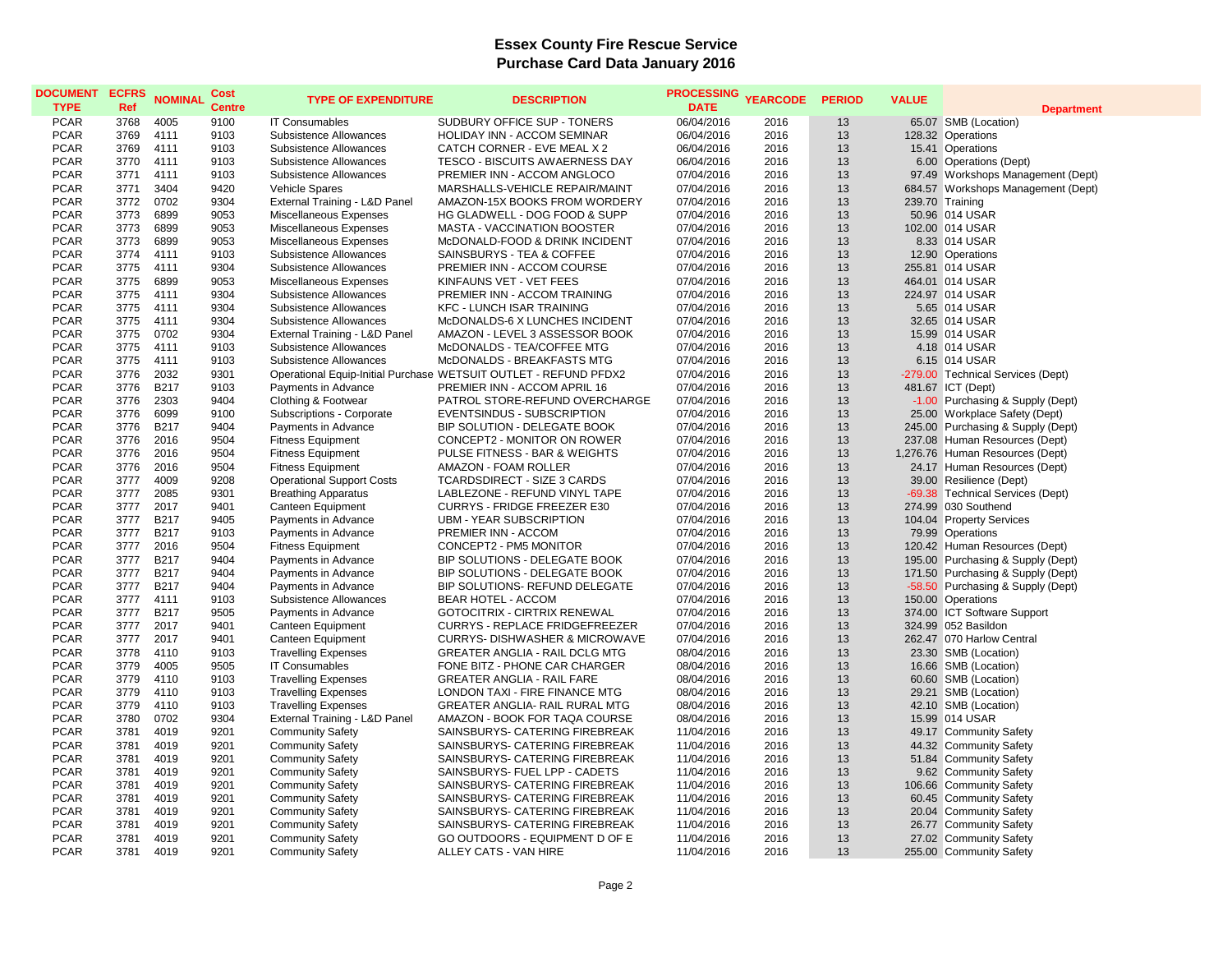# Essex County Fire Rescue Service
## Purchase Card Data January 2016

| DOCUMENT TYPE | ECFRS Ref | NOMINAL | Cost Centre | TYPE OF EXPENDITURE | DESCRIPTION | PROCESSING DATE | YEARCODE | PERIOD | VALUE | Department |
|---|---|---|---|---|---|---|---|---|---|---|
| PCAR | 3768 | 4005 | 9100 | IT Consumables | SUDBURY OFFICE SUP - TONERS | 06/04/2016 | 2016 | 13 | 65.07 | SMB (Location) |
| PCAR | 3769 | 4111 | 9103 | Subsistence Allowances | HOLIDAY INN - ACCOM SEMINAR | 06/04/2016 | 2016 | 13 | 128.32 | Operations |
| PCAR | 3769 | 4111 | 9103 | Subsistence Allowances | CATCH CORNER - EVE MEAL X 2 | 06/04/2016 | 2016 | 13 | 15.41 | Operations |
| PCAR | 3770 | 4111 | 9103 | Subsistence Allowances | TESCO - BISCUITS AWAERNESS DAY | 06/04/2016 | 2016 | 13 | 6.00 | Operations (Dept) |
| PCAR | 3771 | 4111 | 9103 | Subsistence Allowances | PREMIER INN - ACCOM ANGLOCO | 07/04/2016 | 2016 | 13 | 97.49 | Workshops Management (Dept) |
| PCAR | 3771 | 3404 | 9420 | Vehicle Spares | MARSHALLS-VEHICLE REPAIR/MAINT | 07/04/2016 | 2016 | 13 | 684.57 | Workshops Management (Dept) |
| PCAR | 3772 | 0702 | 9304 | External Training - L&D Panel | AMAZON-15X BOOKS FROM WORDERY | 07/04/2016 | 2016 | 13 | 239.70 | Training |
| PCAR | 3773 | 6899 | 9053 | Miscellaneous Expenses | HG GLADWELL - DOG FOOD & SUPP | 07/04/2016 | 2016 | 13 | 50.96 | 014 USAR |
| PCAR | 3773 | 6899 | 9053 | Miscellaneous Expenses | MASTA - VACCINATION BOOSTER | 07/04/2016 | 2016 | 13 | 102.00 | 014 USAR |
| PCAR | 3773 | 6899 | 9053 | Miscellaneous Expenses | McDONALD-FOOD & DRINK INCIDENT | 07/04/2016 | 2016 | 13 | 8.33 | 014 USAR |
| PCAR | 3774 | 4111 | 9103 | Subsistence Allowances | SAINSBURYS - TEA & COFFEE | 07/04/2016 | 2016 | 13 | 12.90 | Operations |
| PCAR | 3775 | 4111 | 9304 | Subsistence Allowances | PREMIER INN - ACCOM COURSE | 07/04/2016 | 2016 | 13 | 255.81 | 014 USAR |
| PCAR | 3775 | 6899 | 9053 | Miscellaneous Expenses | KINFAUNS VET - VET FEES | 07/04/2016 | 2016 | 13 | 464.01 | 014 USAR |
| PCAR | 3775 | 4111 | 9304 | Subsistence Allowances | PREMIER INN - ACCOM TRAINING | 07/04/2016 | 2016 | 13 | 224.97 | 014 USAR |
| PCAR | 3775 | 4111 | 9304 | Subsistence Allowances | KFC - LUNCH ISAR TRAINING | 07/04/2016 | 2016 | 13 | 5.65 | 014 USAR |
| PCAR | 3775 | 4111 | 9304 | Subsistence Allowances | McDONALDS-6 X LUNCHES INCIDENT | 07/04/2016 | 2016 | 13 | 32.65 | 014 USAR |
| PCAR | 3775 | 0702 | 9304 | External Training - L&D Panel | AMAZON - LEVEL 3 ASSESSOR BOOK | 07/04/2016 | 2016 | 13 | 15.99 | 014 USAR |
| PCAR | 3775 | 4111 | 9103 | Subsistence Allowances | McDONALDS - TEA/COFFEE MTG | 07/04/2016 | 2016 | 13 | 4.18 | 014 USAR |
| PCAR | 3775 | 4111 | 9103 | Subsistence Allowances | McDONALDS - BREAKFASTS MTG | 07/04/2016 | 2016 | 13 | 6.15 | 014 USAR |
| PCAR | 3776 | 2032 | 9301 | Operational Equip-Initial Purchase | WETSUIT OUTLET - REFUND PFDX2 | 07/04/2016 | 2016 | 13 | -279.00 | Technical Services (Dept) |
| PCAR | 3776 | B217 | 9103 | Payments in Advance | PREMIER INN - ACCOM APRIL 16 | 07/04/2016 | 2016 | 13 | 481.67 | ICT (Dept) |
| PCAR | 3776 | 2303 | 9404 | Clothing & Footwear | PATROL STORE-REFUND OVERCHARGE | 07/04/2016 | 2016 | 13 | -1.00 | Purchasing & Supply (Dept) |
| PCAR | 3776 | 6099 | 9100 | Subscriptions - Corporate | EVENTSINDUS - SUBSCRIPTION | 07/04/2016 | 2016 | 13 | 25.00 | Workplace Safety (Dept) |
| PCAR | 3776 | B217 | 9404 | Payments in Advance | BIP SOLUTION - DELEGATE BOOK | 07/04/2016 | 2016 | 13 | 245.00 | Purchasing & Supply (Dept) |
| PCAR | 3776 | 2016 | 9504 | Fitness Equipment | CONCEPT2 - MONITOR ON ROWER | 07/04/2016 | 2016 | 13 | 237.08 | Human Resources (Dept) |
| PCAR | 3776 | 2016 | 9504 | Fitness Equipment | PULSE FITNESS - BAR & WEIGHTS | 07/04/2016 | 2016 | 13 | 1,276.76 | Human Resources (Dept) |
| PCAR | 3776 | 2016 | 9504 | Fitness Equipment | AMAZON - FOAM ROLLER | 07/04/2016 | 2016 | 13 | 24.17 | Human Resources (Dept) |
| PCAR | 3777 | 4009 | 9208 | Operational Support Costs | TCARDSDIRECT - SIZE 3 CARDS | 07/04/2016 | 2016 | 13 | 39.00 | Resilience (Dept) |
| PCAR | 3777 | 2085 | 9301 | Breathing Apparatus | LABLEZONE - REFUND VINYL TAPE | 07/04/2016 | 2016 | 13 | -69.38 | Technical Services (Dept) |
| PCAR | 3777 | 2017 | 9401 | Canteen Equipment | CURRYS - FRIDGE FREEZER E30 | 07/04/2016 | 2016 | 13 | 274.99 | 030 Southend |
| PCAR | 3777 | B217 | 9405 | Payments in Advance | UBM - YEAR SUBSCRIPTION | 07/04/2016 | 2016 | 13 | 104.04 | Property Services |
| PCAR | 3777 | B217 | 9103 | Payments in Advance | PREMIER INN - ACCOM | 07/04/2016 | 2016 | 13 | 79.99 | Operations |
| PCAR | 3777 | 2016 | 9504 | Fitness Equipment | CONCEPT2 - PM5 MONITOR | 07/04/2016 | 2016 | 13 | 120.42 | Human Resources (Dept) |
| PCAR | 3777 | B217 | 9404 | Payments in Advance | BIP SOLUTIONS - DELEGATE BOOK | 07/04/2016 | 2016 | 13 | 195.00 | Purchasing & Supply (Dept) |
| PCAR | 3777 | B217 | 9404 | Payments in Advance | BIP SOLUTIONS - DELEGATE BOOK | 07/04/2016 | 2016 | 13 | 171.50 | Purchasing & Supply (Dept) |
| PCAR | 3777 | B217 | 9404 | Payments in Advance | BIP SOLUTIONS- REFUND DELEGATE | 07/04/2016 | 2016 | 13 | -58.50 | Purchasing & Supply (Dept) |
| PCAR | 3777 | 4111 | 9103 | Subsistence Allowances | BEAR HOTEL - ACCOM | 07/04/2016 | 2016 | 13 | 150.00 | Operations |
| PCAR | 3777 | B217 | 9505 | Payments in Advance | GOTOCITRIX - CIRTRIX RENEWAL | 07/04/2016 | 2016 | 13 | 374.00 | ICT Software Support |
| PCAR | 3777 | 2017 | 9401 | Canteen Equipment | CURRYS - REPLACE FRIDGEFREEZER | 07/04/2016 | 2016 | 13 | 324.99 | 052 Basildon |
| PCAR | 3777 | 2017 | 9401 | Canteen Equipment | CURRYS- DISHWASHER & MICROWAVE | 07/04/2016 | 2016 | 13 | 262.47 | 070 Harlow Central |
| PCAR | 3778 | 4110 | 9103 | Travelling Expenses | GREATER ANGLIA - RAIL DCLG MTG | 08/04/2016 | 2016 | 13 | 23.30 | SMB (Location) |
| PCAR | 3779 | 4005 | 9505 | IT Consumables | FONE BITZ - PHONE CAR CHARGER | 08/04/2016 | 2016 | 13 | 16.66 | SMB (Location) |
| PCAR | 3779 | 4110 | 9103 | Travelling Expenses | GREATER ANGLIA - RAIL FARE | 08/04/2016 | 2016 | 13 | 60.60 | SMB (Location) |
| PCAR | 3779 | 4110 | 9103 | Travelling Expenses | LONDON TAXI - FIRE FINANCE MTG | 08/04/2016 | 2016 | 13 | 29.21 | SMB (Location) |
| PCAR | 3779 | 4110 | 9103 | Travelling Expenses | GREATER ANGLIA- RAIL RURAL MTG | 08/04/2016 | 2016 | 13 | 42.10 | SMB (Location) |
| PCAR | 3780 | 0702 | 9304 | External Training - L&D Panel | AMAZON - BOOK FOR TAQA COURSE | 08/04/2016 | 2016 | 13 | 15.99 | 014 USAR |
| PCAR | 3781 | 4019 | 9201 | Community Safety | SAINSBURYS- CATERING FIREBREAK | 11/04/2016 | 2016 | 13 | 49.17 | Community Safety |
| PCAR | 3781 | 4019 | 9201 | Community Safety | SAINSBURYS- CATERING FIREBREAK | 11/04/2016 | 2016 | 13 | 44.32 | Community Safety |
| PCAR | 3781 | 4019 | 9201 | Community Safety | SAINSBURYS- CATERING FIREBREAK | 11/04/2016 | 2016 | 13 | 51.84 | Community Safety |
| PCAR | 3781 | 4019 | 9201 | Community Safety | SAINSBURYS- FUEL LPP - CADETS | 11/04/2016 | 2016 | 13 | 9.62 | Community Safety |
| PCAR | 3781 | 4019 | 9201 | Community Safety | SAINSBURYS- CATERING FIREBREAK | 11/04/2016 | 2016 | 13 | 106.66 | Community Safety |
| PCAR | 3781 | 4019 | 9201 | Community Safety | SAINSBURYS- CATERING FIREBREAK | 11/04/2016 | 2016 | 13 | 60.45 | Community Safety |
| PCAR | 3781 | 4019 | 9201 | Community Safety | SAINSBURYS- CATERING FIREBREAK | 11/04/2016 | 2016 | 13 | 20.04 | Community Safety |
| PCAR | 3781 | 4019 | 9201 | Community Safety | SAINSBURYS- CATERING FIREBREAK | 11/04/2016 | 2016 | 13 | 26.77 | Community Safety |
| PCAR | 3781 | 4019 | 9201 | Community Safety | GO OUTDOORS - EQUIPMENT D OF E | 11/04/2016 | 2016 | 13 | 27.02 | Community Safety |
| PCAR | 3781 | 4019 | 9201 | Community Safety | ALLEY CATS - VAN HIRE | 11/04/2016 | 2016 | 13 | 255.00 | Community Safety |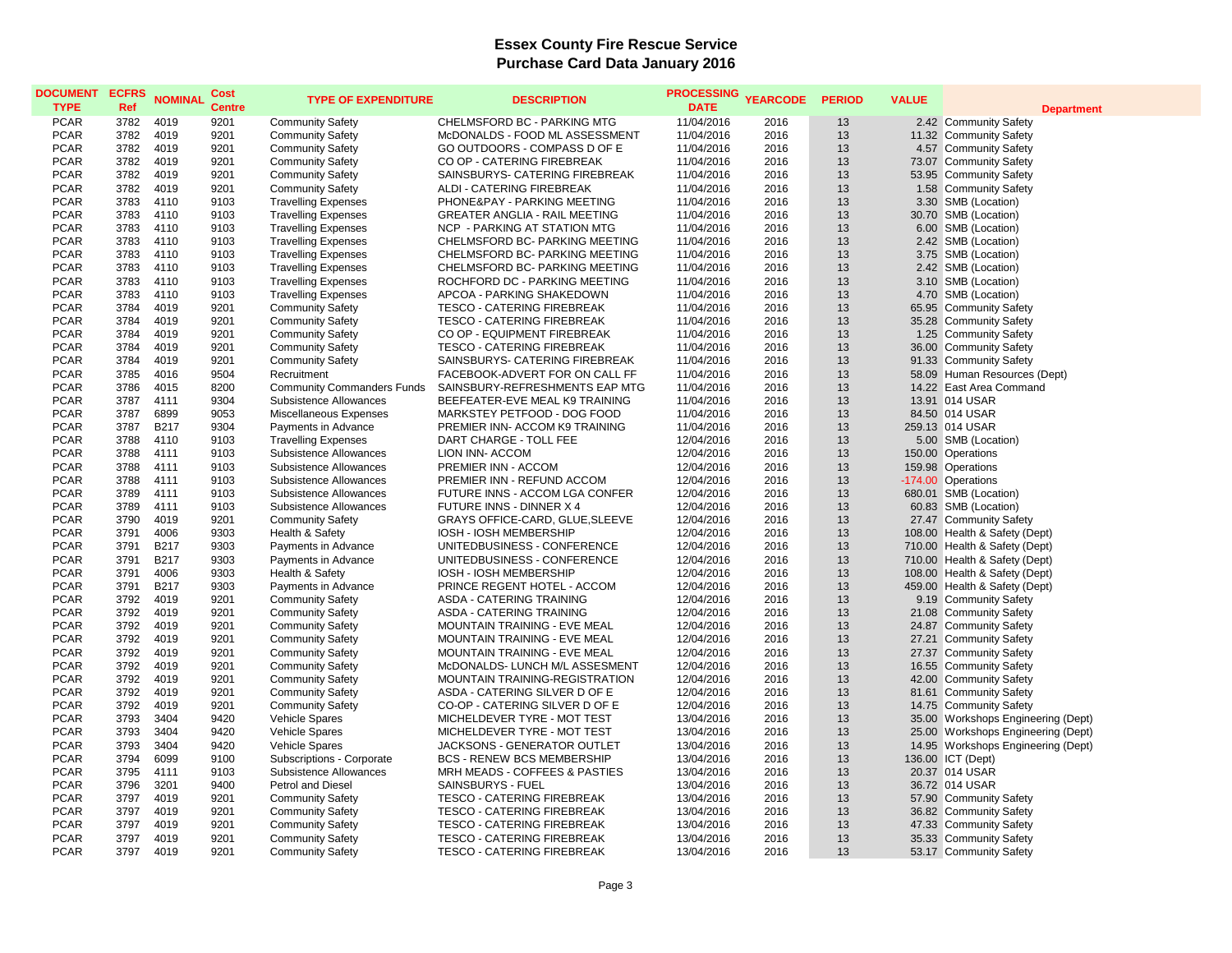# Essex County Fire Rescue Service
## Purchase Card Data January 2016

| DOCUMENT TYPE | ECFRS Ref | NOMINAL | Cost Centre | TYPE OF EXPENDITURE | DESCRIPTION | PROCESSING DATE | YEARCODE | PERIOD | VALUE | Department |
|---|---|---|---|---|---|---|---|---|---|---|
| PCAR | 3782 | 4019 | 9201 | Community Safety | CHELMSFORD BC - PARKING MTG | 11/04/2016 | 2016 | 13 | 2.42 | Community Safety |
| PCAR | 3782 | 4019 | 9201 | Community Safety | McDONALDS - FOOD ML ASSESSMENT | 11/04/2016 | 2016 | 13 | 11.32 | Community Safety |
| PCAR | 3782 | 4019 | 9201 | Community Safety | GO OUTDOORS - COMPASS D OF E | 11/04/2016 | 2016 | 13 | 4.57 | Community Safety |
| PCAR | 3782 | 4019 | 9201 | Community Safety | CO OP - CATERING FIREBREAK | 11/04/2016 | 2016 | 13 | 73.07 | Community Safety |
| PCAR | 3782 | 4019 | 9201 | Community Safety | SAINSBURYS- CATERING FIREBREAK | 11/04/2016 | 2016 | 13 | 53.95 | Community Safety |
| PCAR | 3782 | 4019 | 9201 | Community Safety | ALDI - CATERING FIREBREAK | 11/04/2016 | 2016 | 13 | 1.58 | Community Safety |
| PCAR | 3783 | 4110 | 9103 | Travelling Expenses | PHONE&PAY - PARKING MEETING | 11/04/2016 | 2016 | 13 | 3.30 | SMB (Location) |
| PCAR | 3783 | 4110 | 9103 | Travelling Expenses | GREATER ANGLIA - RAIL MEETING | 11/04/2016 | 2016 | 13 | 30.70 | SMB (Location) |
| PCAR | 3783 | 4110 | 9103 | Travelling Expenses | NCP - PARKING AT STATION MTG | 11/04/2016 | 2016 | 13 | 6.00 | SMB (Location) |
| PCAR | 3783 | 4110 | 9103 | Travelling Expenses | CHELMSFORD BC- PARKING MEETING | 11/04/2016 | 2016 | 13 | 2.42 | SMB (Location) |
| PCAR | 3783 | 4110 | 9103 | Travelling Expenses | CHELMSFORD BC- PARKING MEETING | 11/04/2016 | 2016 | 13 | 3.75 | SMB (Location) |
| PCAR | 3783 | 4110 | 9103 | Travelling Expenses | CHELMSFORD BC- PARKING MEETING | 11/04/2016 | 2016 | 13 | 2.42 | SMB (Location) |
| PCAR | 3783 | 4110 | 9103 | Travelling Expenses | ROCHFORD DC - PARKING MEETING | 11/04/2016 | 2016 | 13 | 3.10 | SMB (Location) |
| PCAR | 3783 | 4110 | 9103 | Travelling Expenses | APCOA - PARKING SHAKEDOWN | 11/04/2016 | 2016 | 13 | 4.70 | SMB (Location) |
| PCAR | 3784 | 4019 | 9201 | Community Safety | TESCO - CATERING FIREBREAK | 11/04/2016 | 2016 | 13 | 65.95 | Community Safety |
| PCAR | 3784 | 4019 | 9201 | Community Safety | TESCO - CATERING FIREBREAK | 11/04/2016 | 2016 | 13 | 35.28 | Community Safety |
| PCAR | 3784 | 4019 | 9201 | Community Safety | CO OP - EQUIPMENT FIREBREAK | 11/04/2016 | 2016 | 13 | 1.25 | Community Safety |
| PCAR | 3784 | 4019 | 9201 | Community Safety | TESCO - CATERING FIREBREAK | 11/04/2016 | 2016 | 13 | 36.00 | Community Safety |
| PCAR | 3784 | 4019 | 9201 | Community Safety | SAINSBURYS- CATERING FIREBREAK | 11/04/2016 | 2016 | 13 | 91.33 | Community Safety |
| PCAR | 3785 | 4016 | 9504 | Recruitment | FACEBOOK-ADVERT FOR ON CALL FF | 11/04/2016 | 2016 | 13 | 58.09 | Human Resources (Dept) |
| PCAR | 3786 | 4015 | 8200 | Community Commanders Funds | SAINSBURY-REFRESHMENTS EAP MTG | 11/04/2016 | 2016 | 13 | 14.22 | East Area Command |
| PCAR | 3787 | 4111 | 9304 | Subsistence Allowances | BEEFEATER-EVE MEAL K9 TRAINING | 11/04/2016 | 2016 | 13 | 13.91 | 014 USAR |
| PCAR | 3787 | 6899 | 9053 | Miscellaneous Expenses | MARKSTEY PETFOOD - DOG FOOD | 11/04/2016 | 2016 | 13 | 84.50 | 014 USAR |
| PCAR | 3787 | B217 | 9304 | Payments in Advance | PREMIER INN- ACCOM K9 TRAINING | 11/04/2016 | 2016 | 13 | 259.13 | 014 USAR |
| PCAR | 3788 | 4110 | 9103 | Travelling Expenses | DART CHARGE - TOLL FEE | 12/04/2016 | 2016 | 13 | 5.00 | SMB (Location) |
| PCAR | 3788 | 4111 | 9103 | Subsistence Allowances | LION INN- ACCOM | 12/04/2016 | 2016 | 13 | 150.00 | Operations |
| PCAR | 3788 | 4111 | 9103 | Subsistence Allowances | PREMIER INN - ACCOM | 12/04/2016 | 2016 | 13 | 159.98 | Operations |
| PCAR | 3788 | 4111 | 9103 | Subsistence Allowances | PREMIER INN - REFUND ACCOM | 12/04/2016 | 2016 | 13 | -174.00 | Operations |
| PCAR | 3789 | 4111 | 9103 | Subsistence Allowances | FUTURE INNS - ACCOM LGA CONFER | 12/04/2016 | 2016 | 13 | 680.01 | SMB (Location) |
| PCAR | 3789 | 4111 | 9103 | Subsistence Allowances | FUTURE INNS - DINNER X 4 | 12/04/2016 | 2016 | 13 | 60.83 | SMB (Location) |
| PCAR | 3790 | 4019 | 9201 | Community Safety | GRAYS OFFICE-CARD, GLUE,SLEEVE | 12/04/2016 | 2016 | 13 | 27.47 | Community Safety |
| PCAR | 3791 | 4006 | 9303 | Health & Safety | IOSH - IOSH MEMBERSHIP | 12/04/2016 | 2016 | 13 | 108.00 | Health & Safety (Dept) |
| PCAR | 3791 | B217 | 9303 | Payments in Advance | UNITEDBUSINESS - CONFERENCE | 12/04/2016 | 2016 | 13 | 710.00 | Health & Safety (Dept) |
| PCAR | 3791 | B217 | 9303 | Payments in Advance | UNITEDBUSINESS - CONFERENCE | 12/04/2016 | 2016 | 13 | 710.00 | Health & Safety (Dept) |
| PCAR | 3791 | 4006 | 9303 | Health & Safety | IOSH - IOSH MEMBERSHIP | 12/04/2016 | 2016 | 13 | 108.00 | Health & Safety (Dept) |
| PCAR | 3791 | B217 | 9303 | Payments in Advance | PRINCE REGENT HOTEL - ACCOM | 12/04/2016 | 2016 | 13 | 459.00 | Health & Safety (Dept) |
| PCAR | 3792 | 4019 | 9201 | Community Safety | ASDA - CATERING TRAINING | 12/04/2016 | 2016 | 13 | 9.19 | Community Safety |
| PCAR | 3792 | 4019 | 9201 | Community Safety | ASDA - CATERING TRAINING | 12/04/2016 | 2016 | 13 | 21.08 | Community Safety |
| PCAR | 3792 | 4019 | 9201 | Community Safety | MOUNTAIN TRAINING - EVE MEAL | 12/04/2016 | 2016 | 13 | 24.87 | Community Safety |
| PCAR | 3792 | 4019 | 9201 | Community Safety | MOUNTAIN TRAINING - EVE MEAL | 12/04/2016 | 2016 | 13 | 27.21 | Community Safety |
| PCAR | 3792 | 4019 | 9201 | Community Safety | MOUNTAIN TRAINING - EVE MEAL | 12/04/2016 | 2016 | 13 | 27.37 | Community Safety |
| PCAR | 3792 | 4019 | 9201 | Community Safety | McDONALDS- LUNCH M/L ASSESMENT | 12/04/2016 | 2016 | 13 | 16.55 | Community Safety |
| PCAR | 3792 | 4019 | 9201 | Community Safety | MOUNTAIN TRAINING-REGISTRATION | 12/04/2016 | 2016 | 13 | 42.00 | Community Safety |
| PCAR | 3792 | 4019 | 9201 | Community Safety | ASDA - CATERING SILVER D OF E | 12/04/2016 | 2016 | 13 | 81.61 | Community Safety |
| PCAR | 3792 | 4019 | 9201 | Community Safety | CO-OP - CATERING SILVER D OF E | 12/04/2016 | 2016 | 13 | 14.75 | Community Safety |
| PCAR | 3793 | 3404 | 9420 | Vehicle Spares | MICHELDEVER TYRE - MOT TEST | 13/04/2016 | 2016 | 13 | 35.00 | Workshops Engineering (Dept) |
| PCAR | 3793 | 3404 | 9420 | Vehicle Spares | MICHELDEVER TYRE - MOT TEST | 13/04/2016 | 2016 | 13 | 25.00 | Workshops Engineering (Dept) |
| PCAR | 3793 | 3404 | 9420 | Vehicle Spares | JACKSONS - GENERATOR OUTLET | 13/04/2016 | 2016 | 13 | 14.95 | Workshops Engineering (Dept) |
| PCAR | 3794 | 6099 | 9100 | Subscriptions - Corporate | BCS - RENEW BCS MEMBERSHIP | 13/04/2016 | 2016 | 13 | 136.00 | ICT (Dept) |
| PCAR | 3795 | 4111 | 9103 | Subsistence Allowances | MRH MEADS - COFFEES & PASTIES | 13/04/2016 | 2016 | 13 | 20.37 | 014 USAR |
| PCAR | 3796 | 3201 | 9400 | Petrol and Diesel | SAINSBURYS - FUEL | 13/04/2016 | 2016 | 13 | 36.72 | 014 USAR |
| PCAR | 3797 | 4019 | 9201 | Community Safety | TESCO - CATERING FIREBREAK | 13/04/2016 | 2016 | 13 | 57.90 | Community Safety |
| PCAR | 3797 | 4019 | 9201 | Community Safety | TESCO - CATERING FIREBREAK | 13/04/2016 | 2016 | 13 | 36.82 | Community Safety |
| PCAR | 3797 | 4019 | 9201 | Community Safety | TESCO - CATERING FIREBREAK | 13/04/2016 | 2016 | 13 | 47.33 | Community Safety |
| PCAR | 3797 | 4019 | 9201 | Community Safety | TESCO - CATERING FIREBREAK | 13/04/2016 | 2016 | 13 | 35.33 | Community Safety |
| PCAR | 3797 | 4019 | 9201 | Community Safety | TESCO - CATERING FIREBREAK | 13/04/2016 | 2016 | 13 | 53.17 | Community Safety |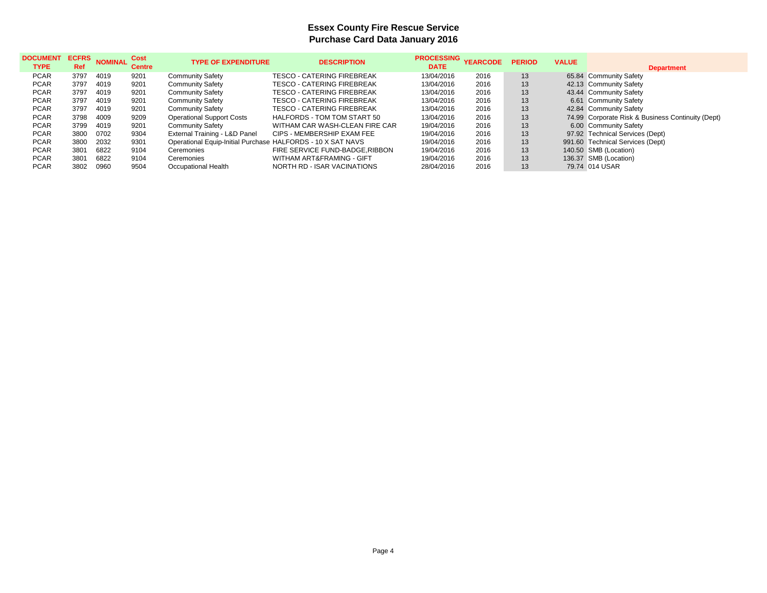# Essex County Fire Rescue Service
## Purchase Card Data January 2016

| DOCUMENT TYPE | ECFRS Ref | NOMINAL | Cost Centre | TYPE OF EXPENDITURE | DESCRIPTION | PROCESSING DATE | YEARCODE | PERIOD | VALUE | Department |
|---|---|---|---|---|---|---|---|---|---|---|
| PCAR | 3797 | 4019 | 9201 | Community Safety | TESCO - CATERING FIREBREAK | 13/04/2016 | 2016 | 13 | 65.84 | Community Safety |
| PCAR | 3797 | 4019 | 9201 | Community Safety | TESCO - CATERING FIREBREAK | 13/04/2016 | 2016 | 13 | 42.13 | Community Safety |
| PCAR | 3797 | 4019 | 9201 | Community Safety | TESCO - CATERING FIREBREAK | 13/04/2016 | 2016 | 13 | 43.44 | Community Safety |
| PCAR | 3797 | 4019 | 9201 | Community Safety | TESCO - CATERING FIREBREAK | 13/04/2016 | 2016 | 13 | 6.61 | Community Safety |
| PCAR | 3797 | 4019 | 9201 | Community Safety | TESCO - CATERING FIREBREAK | 13/04/2016 | 2016 | 13 | 42.84 | Community Safety |
| PCAR | 3798 | 4009 | 9209 | Operational Support Costs | HALFORDS - TOM TOM START 50 | 13/04/2016 | 2016 | 13 | 74.99 | Corporate Risk & Business Continuity (Dept) |
| PCAR | 3799 | 4019 | 9201 | Community Safety | WITHAM CAR WASH-CLEAN FIRE CAR | 19/04/2016 | 2016 | 13 | 6.00 | Community Safety |
| PCAR | 3800 | 0702 | 9304 | External Training - L&D Panel | CIPS - MEMBERSHIP EXAM FEE | 19/04/2016 | 2016 | 13 | 97.92 | Technical Services (Dept) |
| PCAR | 3800 | 2032 | 9301 | Operational Equip-Initial Purchase | HALFORDS - 10 X SAT NAVS | 19/04/2016 | 2016 | 13 | 991.60 | Technical Services (Dept) |
| PCAR | 3801 | 6822 | 9104 | Ceremonies | FIRE SERVICE FUND-BADGE,RIBBON | 19/04/2016 | 2016 | 13 | 140.50 | SMB (Location) |
| PCAR | 3801 | 6822 | 9104 | Ceremonies | WITHAM ART&FRAMING - GIFT | 19/04/2016 | 2016 | 13 | 136.37 | SMB (Location) |
| PCAR | 3802 | 0960 | 9504 | Occupational Health | NORTH RD - ISAR VACINATIONS | 28/04/2016 | 2016 | 13 | 79.74 | 014 USAR |